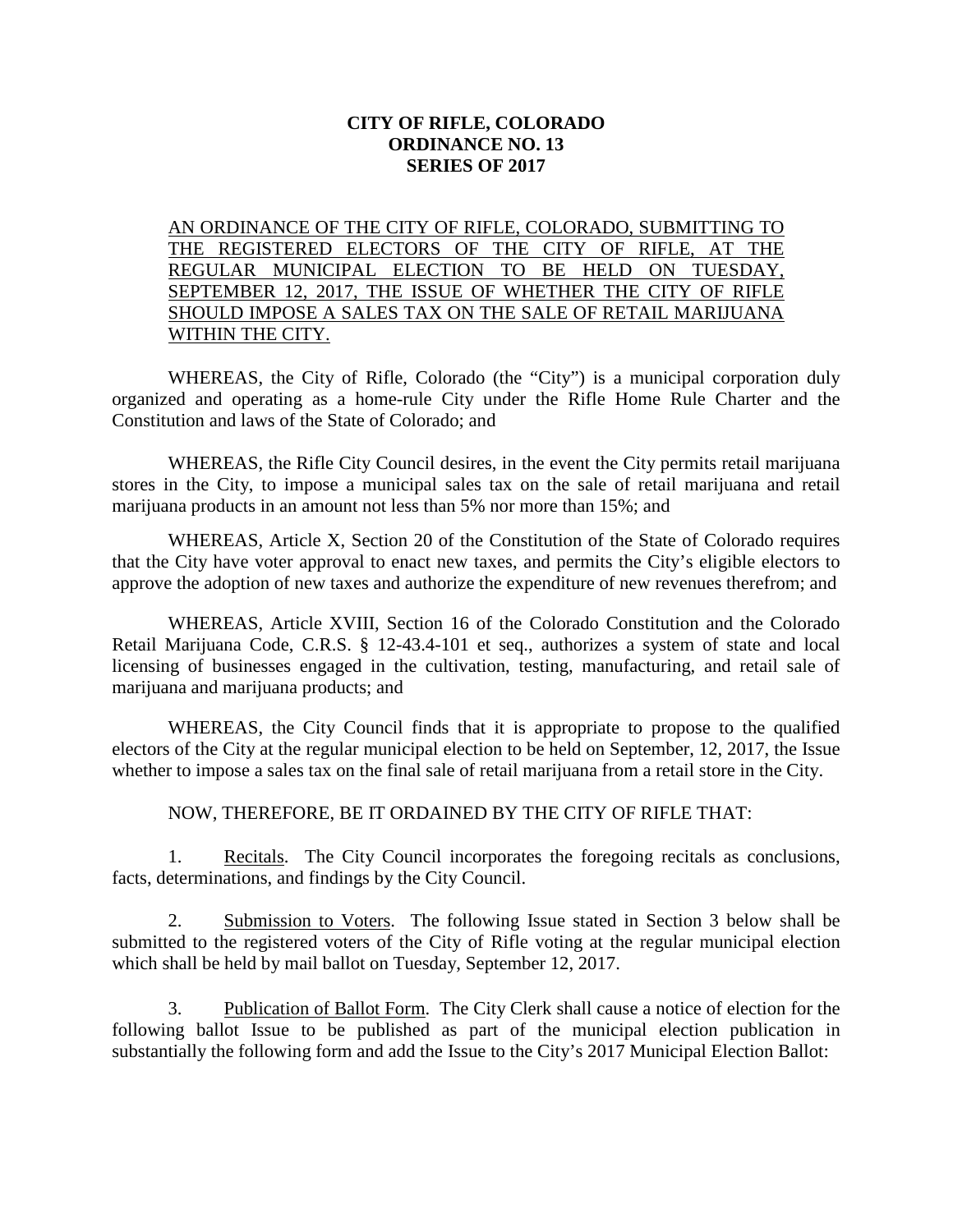# CITY OF RIFLE, COLORADO
# ORDINANCE NO. 13
# SERIES OF 2017

AN ORDINANCE OF THE CITY OF RIFLE, COLORADO, SUBMITTING TO THE REGISTERED ELECTORS OF THE CITY OF RIFLE, AT THE REGULAR MUNICIPAL ELECTION TO BE HELD ON TUESDAY, SEPTEMBER 12, 2017, THE ISSUE OF WHETHER THE CITY OF RIFLE SHOULD IMPOSE A SALES TAX ON THE SALE OF RETAIL MARIJUANA WITHIN THE CITY.

WHEREAS, the City of Rifle, Colorado (the "City") is a municipal corporation duly organized and operating as a home-rule City under the Rifle Home Rule Charter and the Constitution and laws of the State of Colorado; and

WHEREAS, the Rifle City Council desires, in the event the City permits retail marijuana stores in the City, to impose a municipal sales tax on the sale of retail marijuana and retail marijuana products in an amount not less than 5% nor more than 15%; and

WHEREAS, Article X, Section 20 of the Constitution of the State of Colorado requires that the City have voter approval to enact new taxes, and permits the City's eligible electors to approve the adoption of new taxes and authorize the expenditure of new revenues therefrom; and

WHEREAS, Article XVIII, Section 16 of the Colorado Constitution and the Colorado Retail Marijuana Code, C.R.S. § 12-43.4-101 et seq., authorizes a system of state and local licensing of businesses engaged in the cultivation, testing, manufacturing, and retail sale of marijuana and marijuana products; and

WHEREAS, the City Council finds that it is appropriate to propose to the qualified electors of the City at the regular municipal election to be held on September, 12, 2017, the Issue whether to impose a sales tax on the final sale of retail marijuana from a retail store in the City.

NOW, THEREFORE, BE IT ORDAINED BY THE CITY OF RIFLE THAT:

1. Recitals. The City Council incorporates the foregoing recitals as conclusions, facts, determinations, and findings by the City Council.

2. Submission to Voters. The following Issue stated in Section 3 below shall be submitted to the registered voters of the City of Rifle voting at the regular municipal election which shall be held by mail ballot on Tuesday, September 12, 2017.

3. Publication of Ballot Form. The City Clerk shall cause a notice of election for the following ballot Issue to be published as part of the municipal election publication in substantially the following form and add the Issue to the City's 2017 Municipal Election Ballot: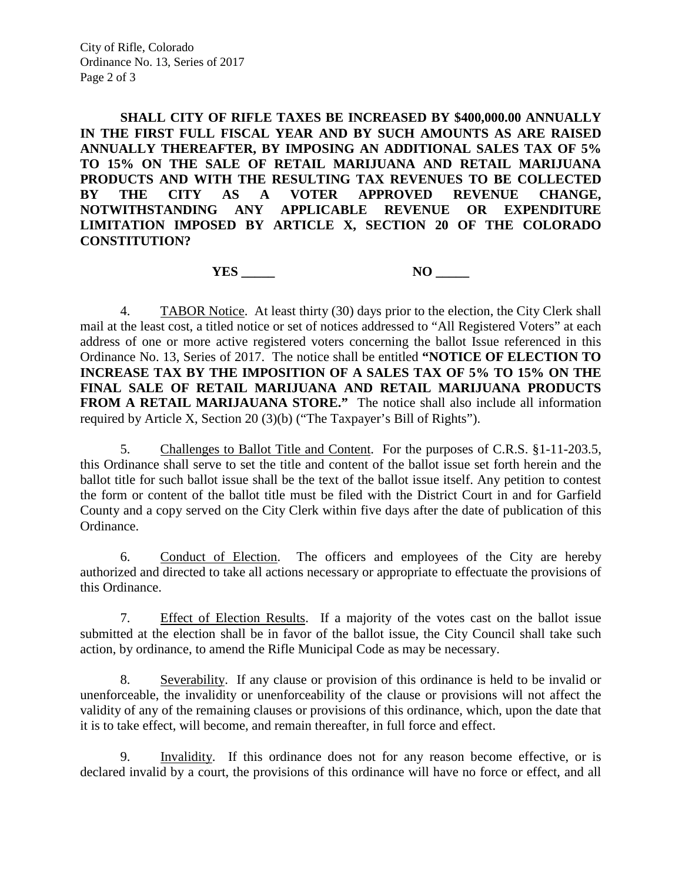**SHALL CITY OF RIFLE TAXES BE INCREASED BY $400,000.00 ANNUALLY IN THE FIRST FULL FISCAL YEAR AND BY SUCH AMOUNTS AS ARE RAISED ANNUALLY THEREAFTER, BY IMPOSING AN ADDITIONAL SALES TAX OF 5% TO 15% ON THE SALE OF RETAIL MARIJUANA AND RETAIL MARIJUANA PRODUCTS AND WITH THE RESULTING TAX REVENUES TO BE COLLECTED BY THE CITY AS A VOTER APPROVED REVENUE CHANGE, NOTWITHSTANDING ANY APPLICABLE REVENUE OR EXPENDITURE LIMITATION IMPOSED BY ARTICLE X, SECTION 20 OF THE COLORADO CONSTITUTION?**

**YES _____** **NO _____**

4. TABOR Notice. At least thirty (30) days prior to the election, the City Clerk shall mail at the least cost, a titled notice or set of notices addressed to "All Registered Voters" at each address of one or more active registered voters concerning the ballot Issue referenced in this Ordinance No. 13, Series of 2017. The notice shall be entitled **"NOTICE OF ELECTION TO INCREASE TAX BY THE IMPOSITION OF A SALES TAX OF 5% TO 15% ON THE FINAL SALE OF RETAIL MARIJUANA AND RETAIL MARIJUANA PRODUCTS FROM A RETAIL MARIJAUANA STORE."** The notice shall also include all information required by Article X, Section 20 (3)(b) ("The Taxpayer's Bill of Rights").

5. Challenges to Ballot Title and Content. For the purposes of C.R.S. §1-11-203.5, this Ordinance shall serve to set the title and content of the ballot issue set forth herein and the ballot title for such ballot issue shall be the text of the ballot issue itself. Any petition to contest the form or content of the ballot title must be filed with the District Court in and for Garfield County and a copy served on the City Clerk within five days after the date of publication of this Ordinance.

6. Conduct of Election. The officers and employees of the City are hereby authorized and directed to take all actions necessary or appropriate to effectuate the provisions of this Ordinance.

7. Effect of Election Results. If a majority of the votes cast on the ballot issue submitted at the election shall be in favor of the ballot issue, the City Council shall take such action, by ordinance, to amend the Rifle Municipal Code as may be necessary.

8. Severability. If any clause or provision of this ordinance is held to be invalid or unenforceable, the invalidity or unenforceability of the clause or provisions will not affect the validity of any of the remaining clauses or provisions of this ordinance, which, upon the date that it is to take effect, will become, and remain thereafter, in full force and effect.

9. Invalidity. If this ordinance does not for any reason become effective, or is declared invalid by a court, the provisions of this ordinance will have no force or effect, and all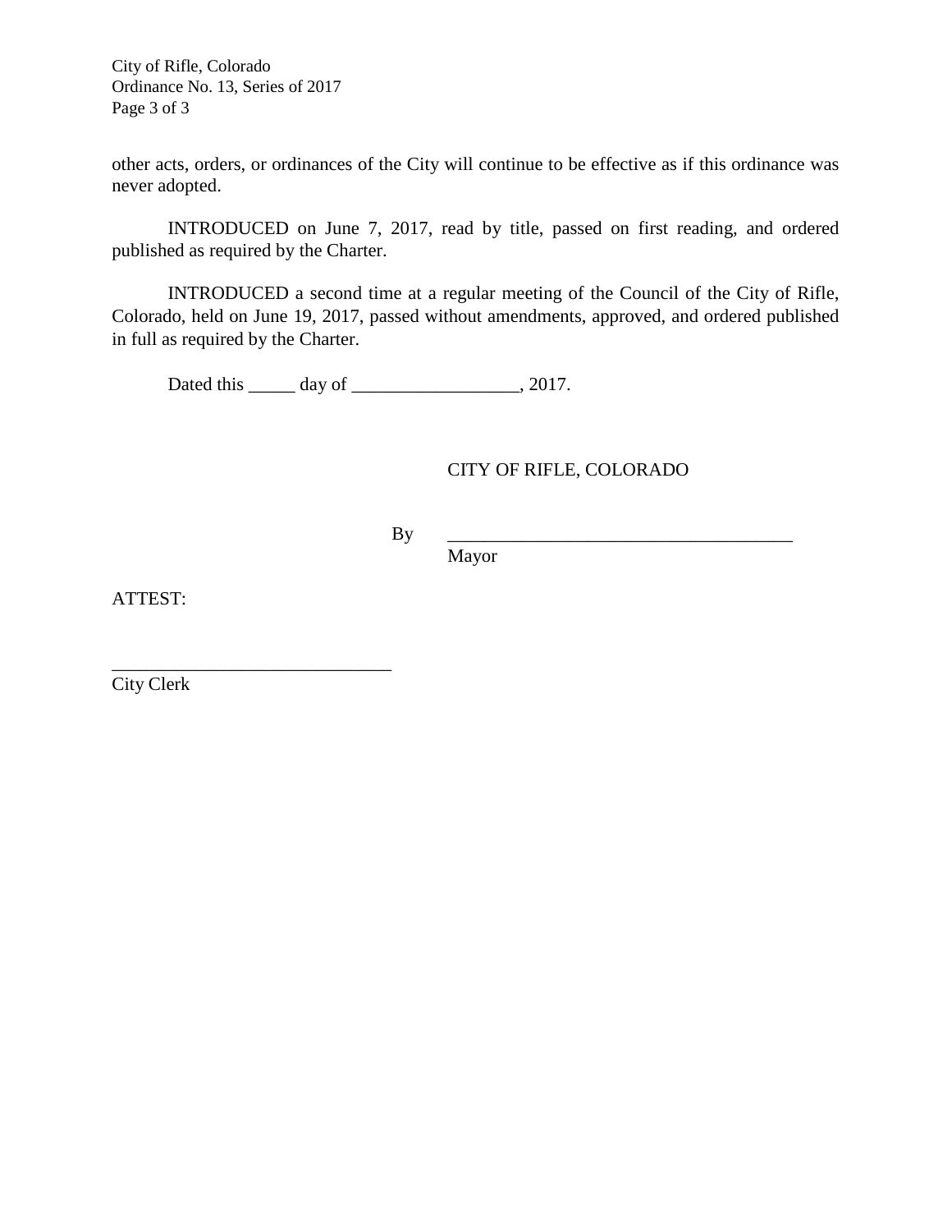other acts, orders, or ordinances of the City will continue to be effective as if this ordinance was never adopted.

INTRODUCED on June 7, 2017, read by title, passed on first reading, and ordered published as required by the Charter.

INTRODUCED a second time at a regular meeting of the Council of the City of Rifle, Colorado, held on June 19, 2017, passed without amendments, approved, and ordered published in full as required by the Charter.

Dated this _____ day of __________________, 2017.

CITY OF RIFLE, COLORADO

By _____________________________________
Mayor

ATTEST:

______________________________
City Clerk